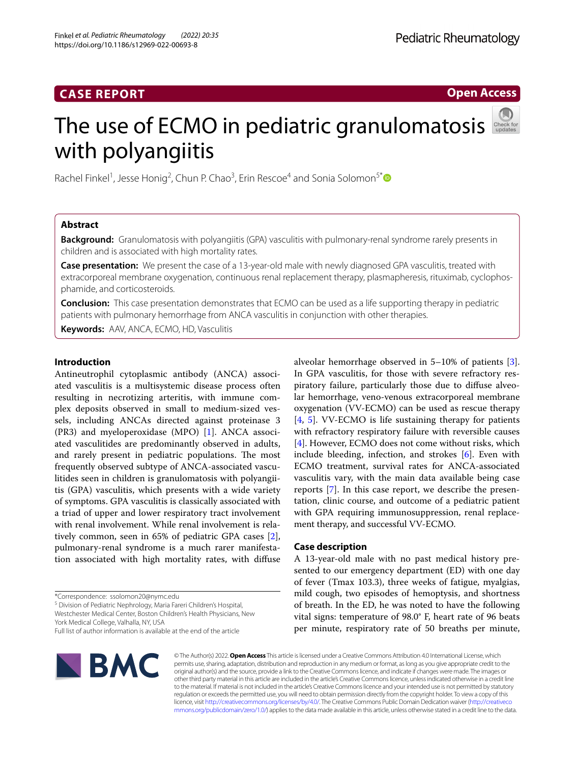CASE REPORT

Open Access

# The use of ECMO in pediatric granulomatosis with polyangiitis

Rachel Finkel[1], Jesse Honig[2], Chun P. Chao[3], Erin Rescoe[4] and Sonia Solomon[5*]

## Abstract

**Background:** Granulomatosis with polyangiitis (GPA) vasculitis with pulmonary-renal syndrome rarely presents in children and is associated with high mortality rates.

**Case presentation:** We present the case of a 13-year-old male with newly diagnosed GPA vasculitis, treated with extracorporeal membrane oxygenation, continuous renal replacement therapy, plasmapheresis, rituximab, cyclophosphamide, and corticosteroids.

**Conclusion:** This case presentation demonstrates that ECMO can be used as a life supporting therapy in pediatric patients with pulmonary hemorrhage from ANCA vasculitis in conjunction with other therapies.

**Keywords:** AAV, ANCA, ECMO, HD, Vasculitis

## Introduction

Antineutrophil cytoplasmic antibody (ANCA) associated vasculitis is a multisystemic disease process often resulting in necrotizing arteritis, with immune complex deposits observed in small to medium-sized vessels, including ANCAs directed against proteinase 3 (PR3) and myeloperoxidase (MPO) [1]. ANCA associated vasculitides are predominantly observed in adults, and rarely present in pediatric populations. The most frequently observed subtype of ANCA-associated vasculitides seen in children is granulomatosis with polyangiitis (GPA) vasculitis, which presents with a wide variety of symptoms. GPA vasculitis is classically associated with a triad of upper and lower respiratory tract involvement with renal involvement. While renal involvement is relatively common, seen in 65% of pediatric GPA cases [2], pulmonary-renal syndrome is a much rarer manifestation associated with high mortality rates, with diffuse alveolar hemorrhage observed in 5–10% of patients [3]. In GPA vasculitis, for those with severe refractory respiratory failure, particularly those due to diffuse alveolar hemorrhage, veno-venous extracorporeal membrane oxygenation (VV-ECMO) can be used as rescue therapy [4, 5]. VV-ECMO is life sustaining therapy for patients with refractory respiratory failure with reversible causes [4]. However, ECMO does not come without risks, which include bleeding, infection, and strokes [6]. Even with ECMO treatment, survival rates for ANCA-associated vasculitis vary, with the main data available being case reports [7]. In this case report, we describe the presentation, clinic course, and outcome of a pediatric patient with GPA requiring immunosuppression, renal replacement therapy, and successful VV-ECMO.

## Case description

A 13-year-old male with no past medical history presented to our emergency department (ED) with one day of fever (Tmax 103.3), three weeks of fatigue, myalgias, mild cough, two episodes of hemoptysis, and shortness of breath. In the ED, he was noted to have the following vital signs: temperature of 98.0° F, heart rate of 96 beats per minute, respiratory rate of 50 breaths per minute,

*Correspondence: ssolomon20@nymc.edu

[5] Division of Pediatric Nephrology, Maria Fareri Children's Hospital, Westchester Medical Center, Boston Children's Health Physicians, New York Medical College, Valhalla, NY, USA

Full list of author information is available at the end of the article

© The Author(s) 2022. **Open Access** This article is licensed under a Creative Commons Attribution 4.0 International License, which permits use, sharing, adaptation, distribution and reproduction in any medium or format, as long as you give appropriate credit to the original author(s) and the source, provide a link to the Creative Commons licence, and indicate if changes were made. The images or other third party material in this article are included in the article's Creative Commons licence, unless indicated otherwise in a credit line to the material. If material is not included in the article's Creative Commons licence and your intended use is not permitted by statutory regulation or exceeds the permitted use, you will need to obtain permission directly from the copyright holder. To view a copy of this licence, visit http://creativecommons.org/licenses/by/4.0/. The Creative Commons Public Domain Dedication waiver (http://creativecommons.org/publicdomain/zero/1.0/) applies to the data made available in this article, unless otherwise stated in a credit line to the data.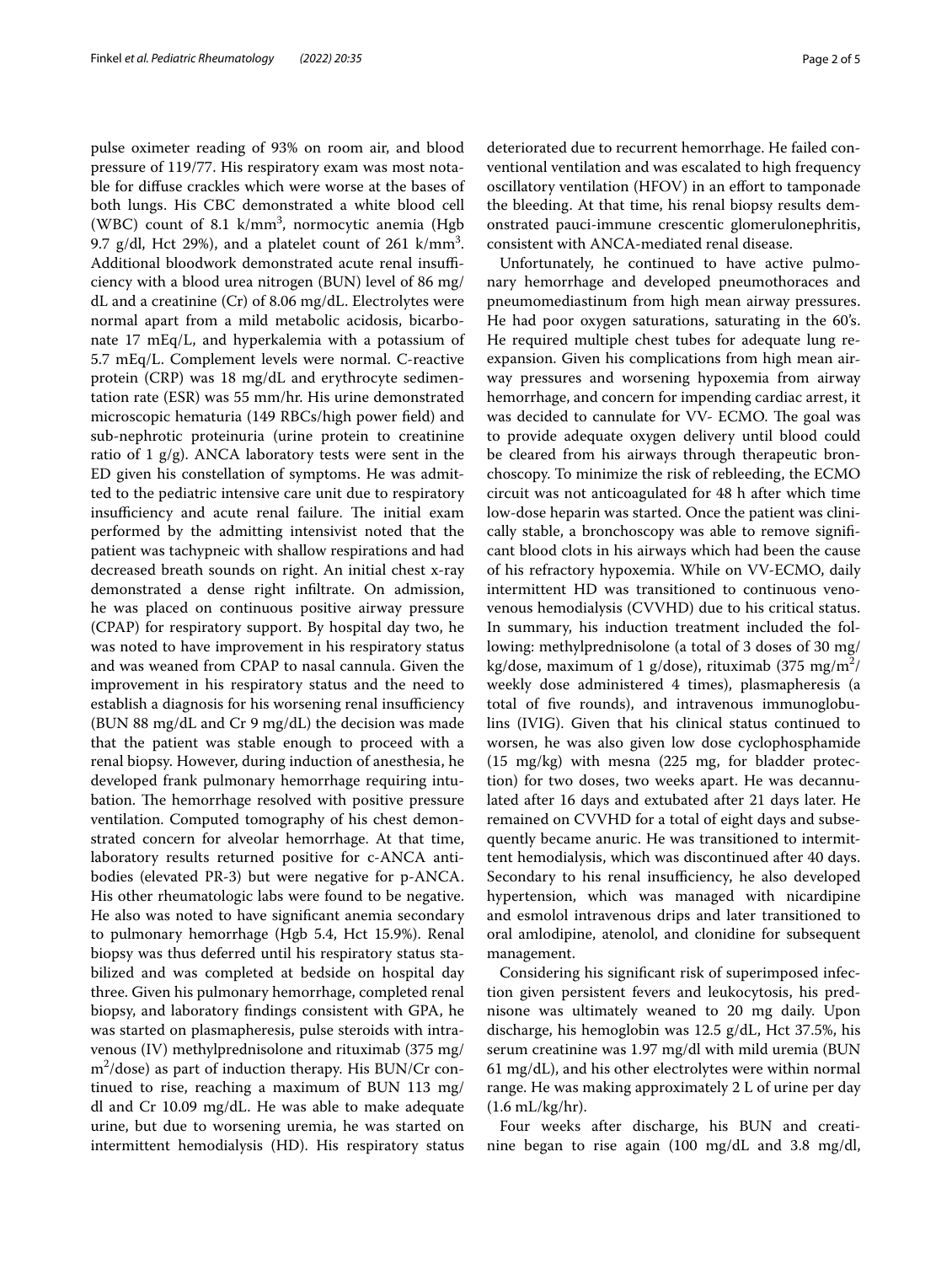pulse oximeter reading of 93% on room air, and blood pressure of 119/77. His respiratory exam was most notable for diffuse crackles which were worse at the bases of both lungs. His CBC demonstrated a white blood cell (WBC) count of 8.1 k/mm$^3$, normocytic anemia (Hgb 9.7 g/dl, Hct 29%), and a platelet count of 261 k/mm$^3$. Additional bloodwork demonstrated acute renal insufficiency with a blood urea nitrogen (BUN) level of 86 mg/dL and a creatinine (Cr) of 8.06 mg/dL. Electrolytes were normal apart from a mild metabolic acidosis, bicarbonate 17 mEq/L, and hyperkalemia with a potassium of 5.7 mEq/L. Complement levels were normal. C-reactive protein (CRP) was 18 mg/dL and erythrocyte sedimentation rate (ESR) was 55 mm/hr. His urine demonstrated microscopic hematuria (149 RBCs/high power field) and sub-nephrotic proteinuria (urine protein to creatinine ratio of 1 g/g). ANCA laboratory tests were sent in the ED given his constellation of symptoms. He was admitted to the pediatric intensive care unit due to respiratory insufficiency and acute renal failure. The initial exam performed by the admitting intensivist noted that the patient was tachypneic with shallow respirations and had decreased breath sounds on right. An initial chest x-ray demonstrated a dense right infiltrate. On admission, he was placed on continuous positive airway pressure (CPAP) for respiratory support. By hospital day two, he was noted to have improvement in his respiratory status and was weaned from CPAP to nasal cannula. Given the improvement in his respiratory status and the need to establish a diagnosis for his worsening renal insufficiency (BUN 88 mg/dL and Cr 9 mg/dL) the decision was made that the patient was stable enough to proceed with a renal biopsy. However, during induction of anesthesia, he developed frank pulmonary hemorrhage requiring intubation. The hemorrhage resolved with positive pressure ventilation. Computed tomography of his chest demonstrated concern for alveolar hemorrhage. At that time, laboratory results returned positive for c-ANCA antibodies (elevated PR-3) but were negative for p-ANCA. His other rheumatologic labs were found to be negative. He also was noted to have significant anemia secondary to pulmonary hemorrhage (Hgb 5.4, Hct 15.9%). Renal biopsy was thus deferred until his respiratory status stabilized and was completed at bedside on hospital day three. Given his pulmonary hemorrhage, completed renal biopsy, and laboratory findings consistent with GPA, he was started on plasmapheresis, pulse steroids with intravenous (IV) methylprednisolone and rituximab (375 mg/m$^2$/dose) as part of induction therapy. His BUN/Cr continued to rise, reaching a maximum of BUN 113 mg/dl and Cr 10.09 mg/dL. He was able to make adequate urine, but due to worsening uremia, he was started on intermittent hemodialysis (HD). His respiratory status deteriorated due to recurrent hemorrhage. He failed conventional ventilation and was escalated to high frequency oscillatory ventilation (HFOV) in an effort to tamponade the bleeding. At that time, his renal biopsy results demonstrated pauci-immune crescentic glomerulonephritis, consistent with ANCA-mediated renal disease.

Unfortunately, he continued to have active pulmonary hemorrhage and developed pneumothoraces and pneumomediastinum from high mean airway pressures. He had poor oxygen saturations, saturating in the 60's. He required multiple chest tubes for adequate lung re-expansion. Given his complications from high mean airway pressures and worsening hypoxemia from airway hemorrhage, and concern for impending cardiac arrest, it was decided to cannulate for VV- ECMO. The goal was to provide adequate oxygen delivery until blood could be cleared from his airways through therapeutic bronchoscopy. To minimize the risk of rebleeding, the ECMO circuit was not anticoagulated for 48 h after which time low-dose heparin was started. Once the patient was clinically stable, a bronchoscopy was able to remove significant blood clots in his airways which had been the cause of his refractory hypoxemia. While on VV-ECMO, daily intermittent HD was transitioned to continuous venovenous hemodialysis (CVVHD) due to his critical status. In summary, his induction treatment included the following: methylprednisolone (a total of 3 doses of 30 mg/kg/dose, maximum of 1 g/dose), rituximab (375 mg/m$^2$/weekly dose administered 4 times), plasmapheresis (a total of five rounds), and intravenous immunoglobulins (IVIG). Given that his clinical status continued to worsen, he was also given low dose cyclophosphamide (15 mg/kg) with mesna (225 mg, for bladder protection) for two doses, two weeks apart. He was decannulated after 16 days and extubated after 21 days later. He remained on CVVHD for a total of eight days and subsequently became anuric. He was transitioned to intermittent hemodialysis, which was discontinued after 40 days. Secondary to his renal insufficiency, he also developed hypertension, which was managed with nicardipine and esmolol intravenous drips and later transitioned to oral amlodipine, atenolol, and clonidine for subsequent management.

Considering his significant risk of superimposed infection given persistent fevers and leukocytosis, his prednisone was ultimately weaned to 20 mg daily. Upon discharge, his hemoglobin was 12.5 g/dL, Hct 37.5%, his serum creatinine was 1.97 mg/dl with mild uremia (BUN 61 mg/dL), and his other electrolytes were within normal range. He was making approximately 2 L of urine per day (1.6 mL/kg/hr).

Four weeks after discharge, his BUN and creatinine began to rise again (100 mg/dL and 3.8 mg/dl,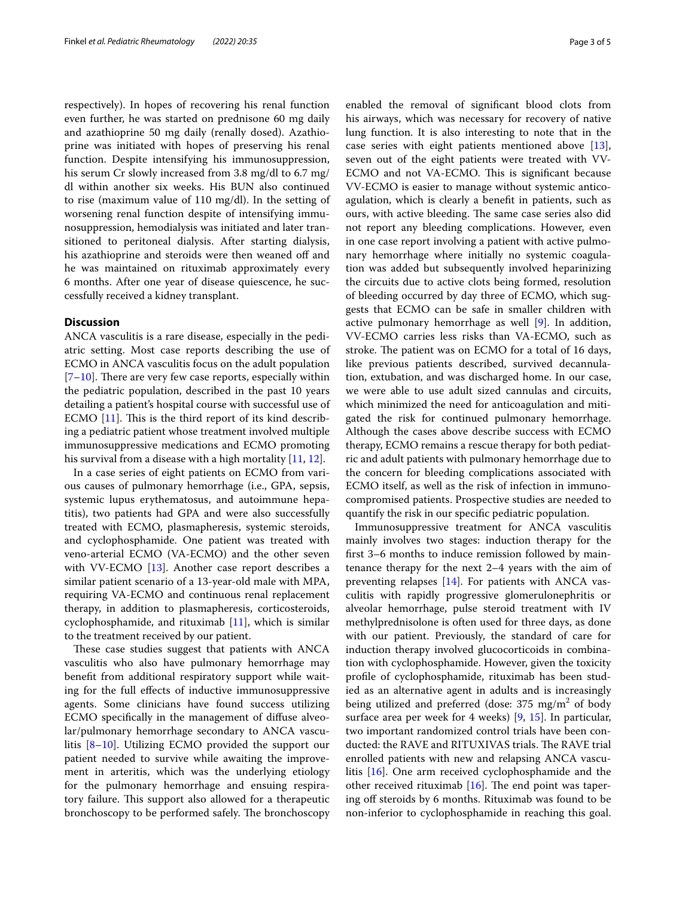respectively). In hopes of recovering his renal function even further, he was started on prednisone 60 mg daily and azathioprine 50 mg daily (renally dosed). Azathioprine was initiated with hopes of preserving his renal function. Despite intensifying his immunosuppression, his serum Cr slowly increased from 3.8 mg/dl to 6.7 mg/dl within another six weeks. His BUN also continued to rise (maximum value of 110 mg/dl). In the setting of worsening renal function despite of intensifying immunosuppression, hemodialysis was initiated and later transitioned to peritoneal dialysis. After starting dialysis, his azathioprine and steroids were then weaned off and he was maintained on rituximab approximately every 6 months. After one year of disease quiescence, he successfully received a kidney transplant.

## Discussion

ANCA vasculitis is a rare disease, especially in the pediatric setting. Most case reports describing the use of ECMO in ANCA vasculitis focus on the adult population [7–10]. There are very few case reports, especially within the pediatric population, described in the past 10 years detailing a patient's hospital course with successful use of ECMO [11]. This is the third report of its kind describing a pediatric patient whose treatment involved multiple immunosuppressive medications and ECMO promoting his survival from a disease with a high mortality [11, 12].

In a case series of eight patients on ECMO from various causes of pulmonary hemorrhage (i.e., GPA, sepsis, systemic lupus erythematosus, and autoimmune hepatitis), two patients had GPA and were also successfully treated with ECMO, plasmapheresis, systemic steroids, and cyclophosphamide. One patient was treated with veno-arterial ECMO (VA-ECMO) and the other seven with VV-ECMO [13]. Another case report describes a similar patient scenario of a 13-year-old male with MPA, requiring VA-ECMO and continuous renal replacement therapy, in addition to plasmapheresis, corticosteroids, cyclophosphamide, and rituximab [11], which is similar to the treatment received by our patient.

These case studies suggest that patients with ANCA vasculitis who also have pulmonary hemorrhage may benefit from additional respiratory support while waiting for the full effects of inductive immunosuppressive agents. Some clinicians have found success utilizing ECMO specifically in the management of diffuse alveolar/pulmonary hemorrhage secondary to ANCA vasculitis [8–10]. Utilizing ECMO provided the support our patient needed to survive while awaiting the improvement in arteritis, which was the underlying etiology for the pulmonary hemorrhage and ensuing respiratory failure. This support also allowed for a therapeutic bronchoscopy to be performed safely. The bronchoscopy enabled the removal of significant blood clots from his airways, which was necessary for recovery of native lung function. It is also interesting to note that in the case series with eight patients mentioned above [13], seven out of the eight patients were treated with VV-ECMO and not VA-ECMO. This is significant because VV-ECMO is easier to manage without systemic anticoagulation, which is clearly a benefit in patients, such as ours, with active bleeding. The same case series also did not report any bleeding complications. However, even in one case report involving a patient with active pulmonary hemorrhage where initially no systemic coagulation was added but subsequently involved heparinizing the circuits due to active clots being formed, resolution of bleeding occurred by day three of ECMO, which suggests that ECMO can be safe in smaller children with active pulmonary hemorrhage as well [9]. In addition, VV-ECMO carries less risks than VA-ECMO, such as stroke. The patient was on ECMO for a total of 16 days, like previous patients described, survived decannulation, extubation, and was discharged home. In our case, we were able to use adult sized cannulas and circuits, which minimized the need for anticoagulation and mitigated the risk for continued pulmonary hemorrhage. Although the cases above describe success with ECMO therapy, ECMO remains a rescue therapy for both pediatric and adult patients with pulmonary hemorrhage due to the concern for bleeding complications associated with ECMO itself, as well as the risk of infection in immunocompromised patients. Prospective studies are needed to quantify the risk in our specific pediatric population.

Immunosuppressive treatment for ANCA vasculitis mainly involves two stages: induction therapy for the first 3–6 months to induce remission followed by maintenance therapy for the next 2–4 years with the aim of preventing relapses [14]. For patients with ANCA vasculitis with rapidly progressive glomerulonephritis or alveolar hemorrhage, pulse steroid treatment with IV methylprednisolone is often used for three days, as done with our patient. Previously, the standard of care for induction therapy involved glucocorticoids in combination with cyclophosphamide. However, given the toxicity profile of cyclophosphamide, rituximab has been studied as an alternative agent in adults and is increasingly being utilized and preferred (dose: 375 mg/$m^2$ of body surface area per week for 4 weeks) [9, 15]. In particular, two important randomized control trials have been conducted: the RAVE and RITUXIVAS trials. The RAVE trial enrolled patients with new and relapsing ANCA vasculitis [16]. One arm received cyclophosphamide and the other received rituximab [16]. The end point was tapering off steroids by 6 months. Rituximab was found to be non-inferior to cyclophosphamide in reaching this goal.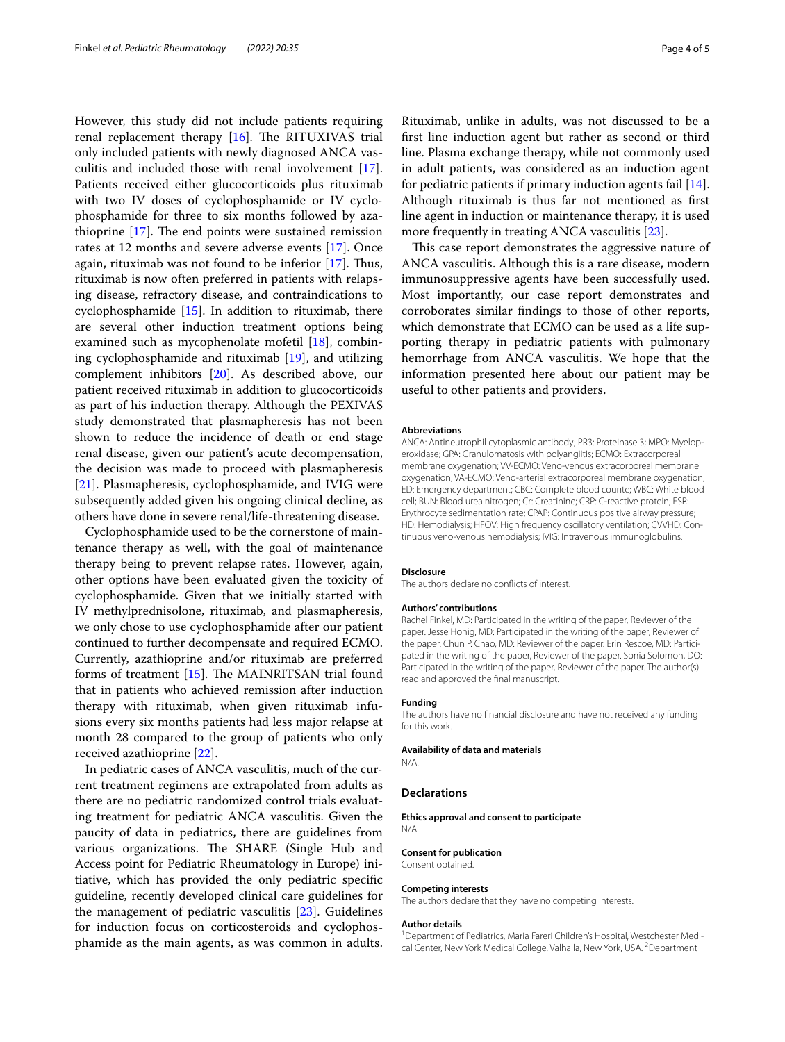However, this study did not include patients requiring renal replacement therapy [16]. The RITUXIVAS trial only included patients with newly diagnosed ANCA vasculitis and included those with renal involvement [17]. Patients received either glucocorticoids plus rituximab with two IV doses of cyclophosphamide or IV cyclophosphamide for three to six months followed by azathioprine [17]. The end points were sustained remission rates at 12 months and severe adverse events [17]. Once again, rituximab was not found to be inferior [17]. Thus, rituximab is now often preferred in patients with relapsing disease, refractory disease, and contraindications to cyclophosphamide [15]. In addition to rituximab, there are several other induction treatment options being examined such as mycophenolate mofetil [18], combining cyclophosphamide and rituximab [19], and utilizing complement inhibitors [20]. As described above, our patient received rituximab in addition to glucocorticoids as part of his induction therapy. Although the PEXIVAS study demonstrated that plasmapheresis has not been shown to reduce the incidence of death or end stage renal disease, given our patient's acute decompensation, the decision was made to proceed with plasmapheresis [21]. Plasmapheresis, cyclophosphamide, and IVIG were subsequently added given his ongoing clinical decline, as others have done in severe renal/life-threatening disease.

Cyclophosphamide used to be the cornerstone of maintenance therapy as well, with the goal of maintenance therapy being to prevent relapse rates. However, again, other options have been evaluated given the toxicity of cyclophosphamide. Given that we initially started with IV methylprednisolone, rituximab, and plasmapheresis, we only chose to use cyclophosphamide after our patient continued to further decompensate and required ECMO. Currently, azathioprine and/or rituximab are preferred forms of treatment [15]. The MAINRITSAN trial found that in patients who achieved remission after induction therapy with rituximab, when given rituximab infusions every six months patients had less major relapse at month 28 compared to the group of patients who only received azathioprine [22].

In pediatric cases of ANCA vasculitis, much of the current treatment regimens are extrapolated from adults as there are no pediatric randomized control trials evaluating treatment for pediatric ANCA vasculitis. Given the paucity of data in pediatrics, there are guidelines from various organizations. The SHARE (Single Hub and Access point for Pediatric Rheumatology in Europe) initiative, which has provided the only pediatric specific guideline, recently developed clinical care guidelines for the management of pediatric vasculitis [23]. Guidelines for induction focus on corticosteroids and cyclophosphamide as the main agents, as was common in adults. Rituximab, unlike in adults, was not discussed to be a first line induction agent but rather as second or third line. Plasma exchange therapy, while not commonly used in adult patients, was considered as an induction agent for pediatric patients if primary induction agents fail [14]. Although rituximab is thus far not mentioned as first line agent in induction or maintenance therapy, it is used more frequently in treating ANCA vasculitis [23].

This case report demonstrates the aggressive nature of ANCA vasculitis. Although this is a rare disease, modern immunosuppressive agents have been successfully used. Most importantly, our case report demonstrates and corroborates similar findings to those of other reports, which demonstrate that ECMO can be used as a life supporting therapy in pediatric patients with pulmonary hemorrhage from ANCA vasculitis. We hope that the information presented here about our patient may be useful to other patients and providers.

#### Abbreviations

ANCA: Antineutrophil cytoplasmic antibody; PR3: Proteinase 3; MPO: Myeloperoxidase; GPA: Granulomatosis with polyangiitis; ECMO: Extracorporeal membrane oxygenation; VV-ECMO: Veno-venous extracorporeal membrane oxygenation; VA-ECMO: Veno-arterial extracorporeal membrane oxygenation; ED: Emergency department; CBC: Complete blood counte; WBC: White blood cell; BUN: Blood urea nitrogen; Cr: Creatinine; CRP: C-reactive protein; ESR: Erythrocyte sedimentation rate; CPAP: Continuous positive airway pressure; HD: Hemodialysis; HFOV: High frequency oscillatory ventilation; CVVHD: Continuous veno-venous hemodialysis; IVIG: Intravenous immunoglobulins.

#### Disclosure

The authors declare no conflicts of interest.

#### Authors' contributions

Rachel Finkel, MD: Participated in the writing of the paper, Reviewer of the paper. Jesse Honig, MD: Participated in the writing of the paper, Reviewer of the paper. Chun P. Chao, MD: Reviewer of the paper. Erin Rescoe, MD: Participated in the writing of the paper, Reviewer of the paper. Sonia Solomon, DO: Participated in the writing of the paper, Reviewer of the paper. The author(s) read and approved the final manuscript.

#### Funding

The authors have no financial disclosure and have not received any funding for this work.

#### Availability of data and materials

N/A.

### Declarations

#### Ethics approval and consent to participate

N/A.

#### Consent for publication

Consent obtained.

#### Competing interests

The authors declare that they have no competing interests.

#### Author details

[1]Department of Pediatrics, Maria Fareri Children's Hospital, Westchester Medical Center, New York Medical College, Valhalla, New York, USA. [2]Department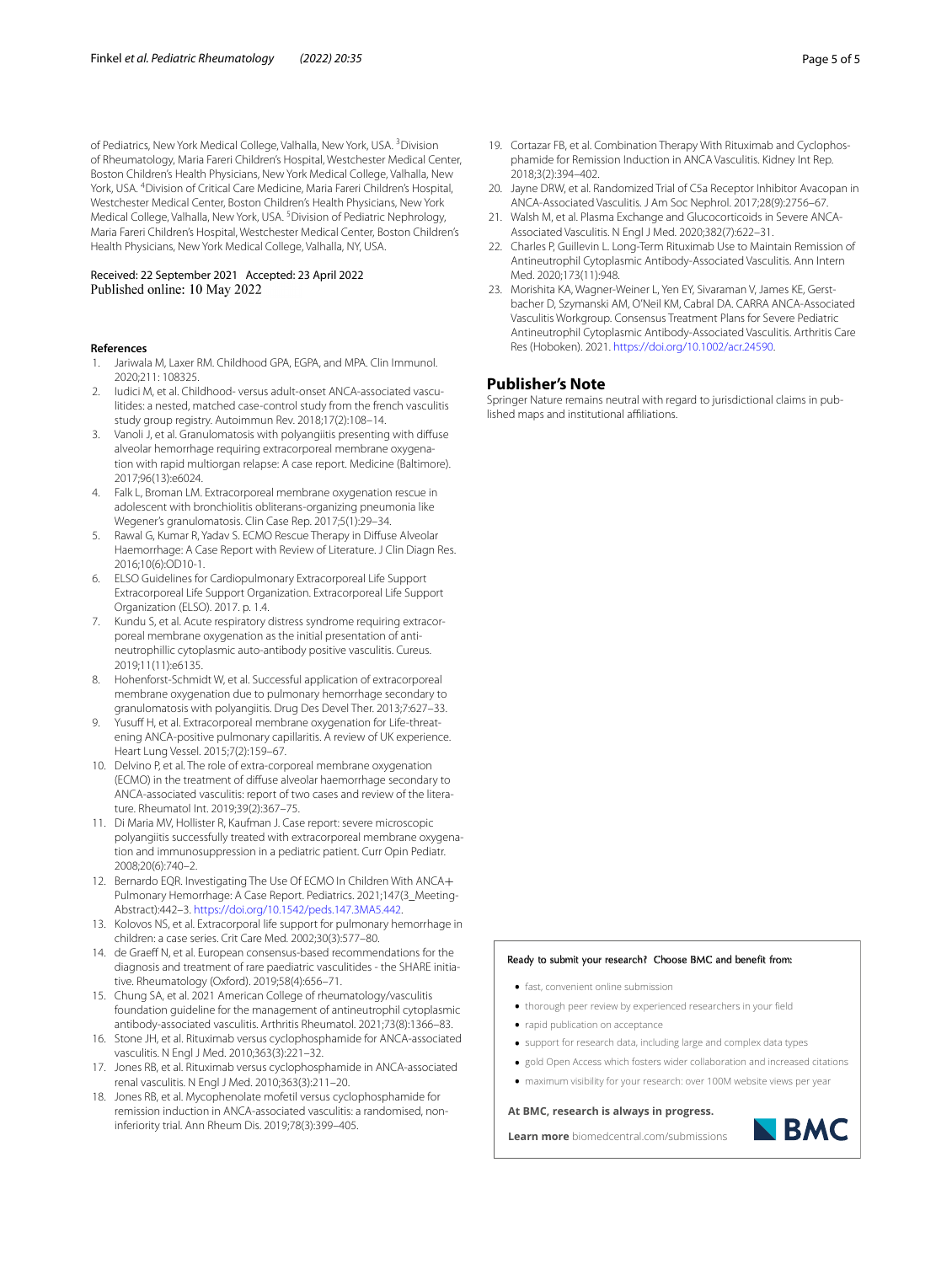of Pediatrics, New York Medical College, Valhalla, New York, USA. [3]Division of Rheumatology, Maria Fareri Children's Hospital, Westchester Medical Center, Boston Children's Health Physicians, New York Medical College, Valhalla, New York, USA. [4]Division of Critical Care Medicine, Maria Fareri Children's Hospital, Westchester Medical Center, Boston Children's Health Physicians, New York Medical College, Valhalla, New York, USA. [5]Division of Pediatric Nephrology, Maria Fareri Children's Hospital, Westchester Medical Center, Boston Children's Health Physicians, New York Medical College, Valhalla, NY, USA.

Received: 22 September 2021 Accepted: 23 April 2022
Published online: 10 May 2022

## References

1. Jariwala M, Laxer RM. Childhood GPA, EGPA, and MPA. Clin Immunol. 2020;211: 108325.
2. Iudici M, et al. Childhood- versus adult-onset ANCA-associated vasculitides: a nested, matched case-control study from the french vasculitis study group registry. Autoimmun Rev. 2018;17(2):108–14.
3. Vanoli J, et al. Granulomatosis with polyangiitis presenting with diffuse alveolar hemorrhage requiring extracorporeal membrane oxygenation with rapid multiorgan relapse: A case report. Medicine (Baltimore). 2017;96(13):e6024.
4. Falk L, Broman LM. Extracorporeal membrane oxygenation rescue in adolescent with bronchiolitis obliterans-organizing pneumonia like Wegener's granulomatosis. Clin Case Rep. 2017;5(1):29–34.
5. Rawal G, Kumar R, Yadav S. ECMO Rescue Therapy in Diffuse Alveolar Haemorrhage: A Case Report with Review of Literature. J Clin Diagn Res. 2016;10(6):OD10-1.
6. ELSO Guidelines for Cardiopulmonary Extracorporeal Life Support Extracorporeal Life Support Organization. Extracorporeal Life Support Organization (ELSO). 2017. p. 1.4.
7. Kundu S, et al. Acute respiratory distress syndrome requiring extracorporeal membrane oxygenation as the initial presentation of anti-neutrophillic cytoplasmic auto-antibody positive vasculitis. Cureus. 2019;11(11):e6135.
8. Hohenforst-Schmidt W, et al. Successful application of extracorporeal membrane oxygenation due to pulmonary hemorrhage secondary to granulomatosis with polyangiitis. Drug Des Devel Ther. 2013;7:627–33.
9. Yusuff H, et al. Extracorporeal membrane oxygenation for Life-threatening ANCA-positive pulmonary capillaritis. A review of UK experience. Heart Lung Vessel. 2015;7(2):159–67.
10. Delvino P, et al. The role of extra-corporeal membrane oxygenation (ECMO) in the treatment of diffuse alveolar haemorrhage secondary to ANCA-associated vasculitis: report of two cases and review of the literature. Rheumatol Int. 2019;39(2):367–75.
11. Di Maria MV, Hollister R, Kaufman J. Case report: severe microscopic polyangiitis successfully treated with extracorporeal membrane oxygenation and immunosuppression in a pediatric patient. Curr Opin Pediatr. 2008;20(6):740–2.
12. Bernardo EQR. Investigating The Use Of ECMO In Children With ANCA+ Pulmonary Hemorrhage: A Case Report. Pediatrics. 2021;147(3_MeetingAbstract):442–3. https://doi.org/10.1542/peds.147.3MA5.442.
13. Kolovos NS, et al. Extracorporal life support for pulmonary hemorrhage in children: a case series. Crit Care Med. 2002;30(3):577–80.
14. de Graeff N, et al. European consensus-based recommendations for the diagnosis and treatment of rare paediatric vasculitides - the SHARE initiative. Rheumatology (Oxford). 2019;58(4):656–71.
15. Chung SA, et al. 2021 American College of rheumatology/vasculitis foundation guideline for the management of antineutrophil cytoplasmic antibody-associated vasculitis. Arthritis Rheumatol. 2021;73(8):1366–83.
16. Stone JH, et al. Rituximab versus cyclophosphamide for ANCA-associated vasculitis. N Engl J Med. 2010;363(3):221–32.
17. Jones RB, et al. Rituximab versus cyclophosphamide in ANCA-associated renal vasculitis. N Engl J Med. 2010;363(3):211–20.
18. Jones RB, et al. Mycophenolate mofetil versus cyclophosphamide for remission induction in ANCA-associated vasculitis: a randomised, non-inferiority trial. Ann Rheum Dis. 2019;78(3):399–405.
19. Cortazar FB, et al. Combination Therapy With Rituximab and Cyclophosphamide for Remission Induction in ANCA Vasculitis. Kidney Int Rep. 2018;3(2):394–402.
20. Jayne DRW, et al. Randomized Trial of C5a Receptor Inhibitor Avacopan in ANCA-Associated Vasculitis. J Am Soc Nephrol. 2017;28(9):2756–67.
21. Walsh M, et al. Plasma Exchange and Glucocorticoids in Severe ANCA-Associated Vasculitis. N Engl J Med. 2020;382(7):622–31.
22. Charles P, Guillevin L. Long-Term Rituximab Use to Maintain Remission of Antineutrophil Cytoplasmic Antibody-Associated Vasculitis. Ann Intern Med. 2020;173(11):948.
23. Morishita KA, Wagner-Weiner L, Yen EY, Sivaraman V, James KE, Gerstbacher D, Szymanski AM, O'Neil KM, Cabral DA. CARRA ANCA-Associated Vasculitis Workgroup. Consensus Treatment Plans for Severe Pediatric Antineutrophil Cytoplasmic Antibody-Associated Vasculitis. Arthritis Care Res (Hoboken). 2021. https://doi.org/10.1002/acr.24590.

## Publisher's Note

Springer Nature remains neutral with regard to jurisdictional claims in published maps and institutional affiliations.

Ready to submit your research? Choose BMC and benefit from:

- fast, convenient online submission
- thorough peer review by experienced researchers in your field
- rapid publication on acceptance
- support for research data, including large and complex data types
- gold Open Access which fosters wider collaboration and increased citations
- maximum visibility for your research: over 100M website views per year

**At BMC, research is always in progress.**

**Learn more** biomedcentral.com/submissions

BMC